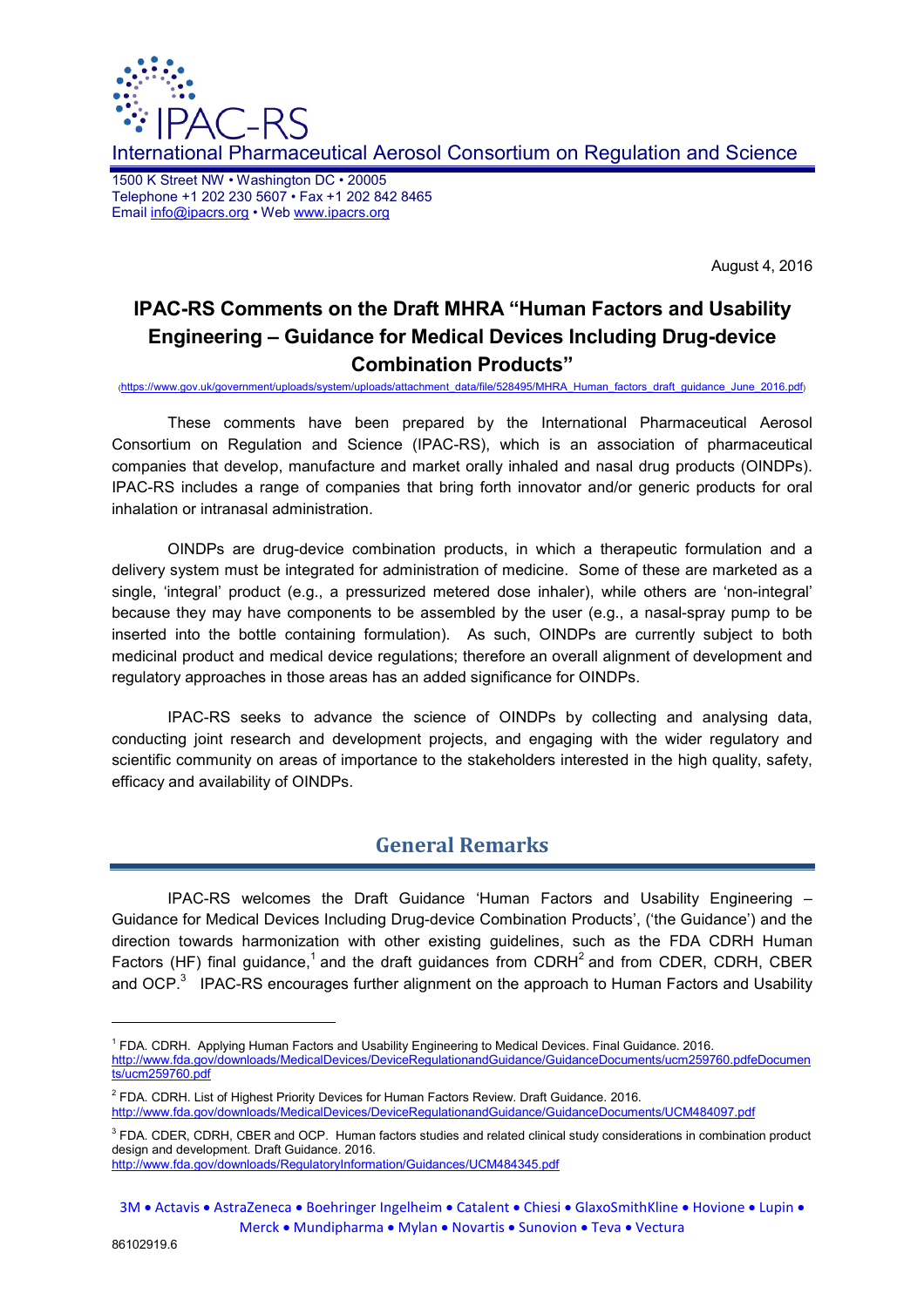IPAC-RS

International Pharmaceutical Aerosol Consortium on Regulation and Science

1500 K Street NW • Washington DC • 20005
Telephone +1 202 230 5607 • Fax +1 202 842 8465
Email info@ipacrs.org • Web www.ipacrs.org

August 4, 2016

# IPAC-RS Comments on the Draft MHRA "Human Factors and Usability Engineering – Guidance for Medical Devices Including Drug-device Combination Products"

(https://www.gov.uk/government/uploads/system/uploads/attachment_data/file/528495/MHRA_Human_factors_draft_guidance_June_2016.pdf)

These comments have been prepared by the International Pharmaceutical Aerosol Consortium on Regulation and Science (IPAC-RS), which is an association of pharmaceutical companies that develop, manufacture and market orally inhaled and nasal drug products (OINDPs). IPAC-RS includes a range of companies that bring forth innovator and/or generic products for oral inhalation or intranasal administration.

OINDPs are drug-device combination products, in which a therapeutic formulation and a delivery system must be integrated for administration of medicine. Some of these are marketed as a single, 'integral' product (e.g., a pressurized metered dose inhaler), while others are 'non-integral' because they may have components to be assembled by the user (e.g., a nasal-spray pump to be inserted into the bottle containing formulation). As such, OINDPs are currently subject to both medicinal product and medical device regulations; therefore an overall alignment of development and regulatory approaches in those areas has an added significance for OINDPs.

IPAC-RS seeks to advance the science of OINDPs by collecting and analysing data, conducting joint research and development projects, and engaging with the wider regulatory and scientific community on areas of importance to the stakeholders interested in the high quality, safety, efficacy and availability of OINDPs.

## General Remarks

IPAC-RS welcomes the Draft Guidance 'Human Factors and Usability Engineering – Guidance for Medical Devices Including Drug-device Combination Products', ('the Guidance') and the direction towards harmonization with other existing guidelines, such as the FDA CDRH Human Factors (HF) final guidance,[1] and the draft guidances from CDRH[2] and from CDER, CDRH, CBER and OCP.[3] IPAC-RS encourages further alignment on the approach to Human Factors and Usability

---

[1] FDA. CDRH. Applying Human Factors and Usability Engineering to Medical Devices. Final Guidance. 2016. http://www.fda.gov/downloads/MedicalDevices/DeviceRegulationandGuidance/GuidanceDocuments/ucm259760.pdfeDocuments/ucm259760.pdf

[2] FDA. CDRH. List of Highest Priority Devices for Human Factors Review. Draft Guidance. 2016. http://www.fda.gov/downloads/MedicalDevices/DeviceRegulationandGuidance/GuidanceDocuments/UCM484097.pdf

[3] FDA. CDER, CDRH, CBER and OCP. Human factors studies and related clinical study considerations in combination product design and development. Draft Guidance. 2016. http://www.fda.gov/downloads/RegulatoryInformation/Guidances/UCM484345.pdf

3M • Actavis • AstraZeneca • Boehringer Ingelheim • Catalent • Chiesi • GlaxoSmithKline • Hovione • Lupin • Merck • Mundipharma • Mylan • Novartis • Sunovion • Teva • Vectura

86102919.6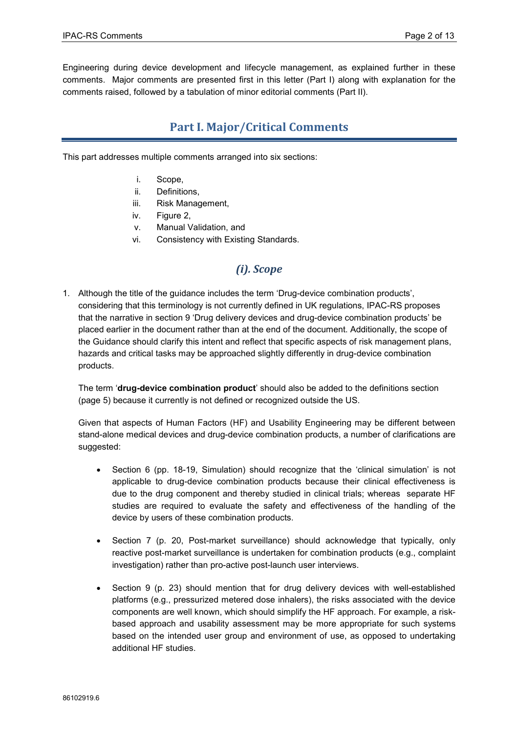Engineering during device development and lifecycle management, as explained further in these comments. Major comments are presented first in this letter (Part I) along with explanation for the comments raised, followed by a tabulation of minor editorial comments (Part II).

## Part I. Major/Critical Comments

This part addresses multiple comments arranged into six sections:

i. Scope,
ii. Definitions,
iii. Risk Management,
iv. Figure 2,
v. Manual Validation, and
vi. Consistency with Existing Standards.

### *(i). Scope*

1. Although the title of the guidance includes the term 'Drug-device combination products', considering that this terminology is not currently defined in UK regulations, IPAC-RS proposes that the narrative in section 9 'Drug delivery devices and drug-device combination products' be placed earlier in the document rather than at the end of the document. Additionally, the scope of the Guidance should clarify this intent and reflect that specific aspects of risk management plans, hazards and critical tasks may be approached slightly differently in drug-device combination products.

   The term '**drug-device combination product**' should also be added to the definitions section (page 5) because it currently is not defined or recognized outside the US.

   Given that aspects of Human Factors (HF) and Usability Engineering may be different between stand-alone medical devices and drug-device combination products, a number of clarifications are suggested:

   - Section 6 (pp. 18-19, Simulation) should recognize that the 'clinical simulation' is not applicable to drug-device combination products because their clinical effectiveness is due to the drug component and thereby studied in clinical trials; whereas separate HF studies are required to evaluate the safety and effectiveness of the handling of the device by users of these combination products.

   - Section 7 (p. 20, Post-market surveillance) should acknowledge that typically, only reactive post-market surveillance is undertaken for combination products (e.g., complaint investigation) rather than pro-active post-launch user interviews.

   - Section 9 (p. 23) should mention that for drug delivery devices with well-established platforms (e.g., pressurized metered dose inhalers), the risks associated with the device components are well known, which should simplify the HF approach. For example, a risk-based approach and usability assessment may be more appropriate for such systems based on the intended user group and environment of use, as opposed to undertaking additional HF studies.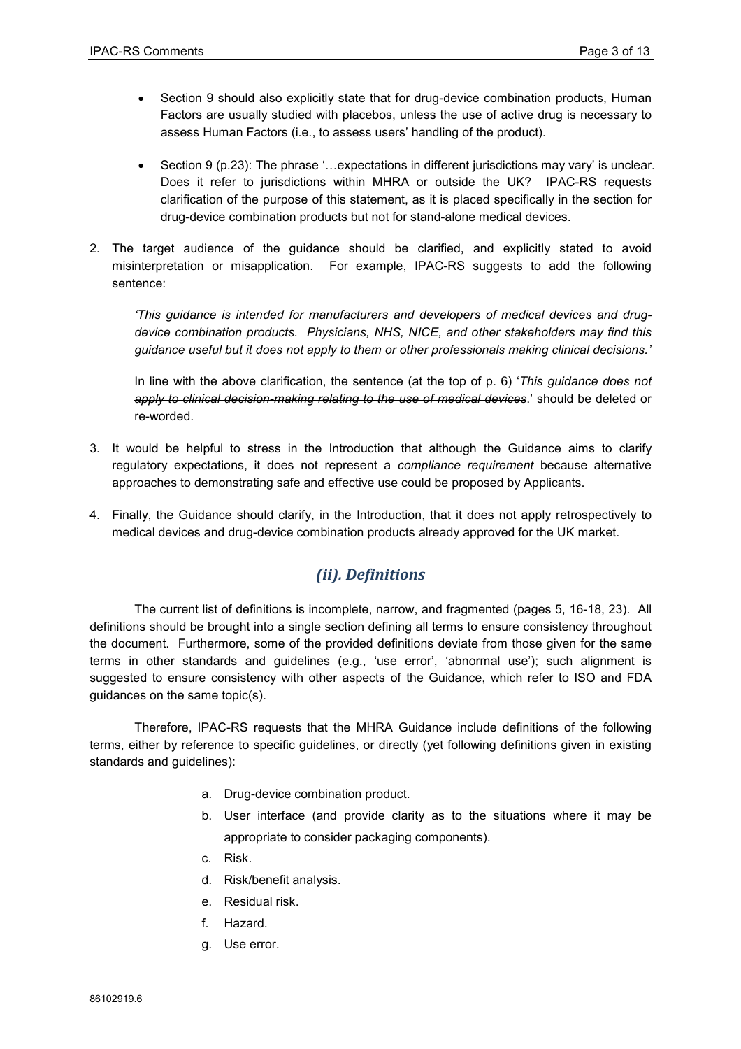- Section 9 should also explicitly state that for drug-device combination products, Human Factors are usually studied with placebos, unless the use of active drug is necessary to assess Human Factors (i.e., to assess users' handling of the product).

- Section 9 (p.23): The phrase '…expectations in different jurisdictions may vary' is unclear. Does it refer to jurisdictions within MHRA or outside the UK? IPAC-RS requests clarification of the purpose of this statement, as it is placed specifically in the section for drug-device combination products but not for stand-alone medical devices.

2. The target audience of the guidance should be clarified, and explicitly stated to avoid misinterpretation or misapplication. For example, IPAC-RS suggests to add the following sentence:

   *'This guidance is intended for manufacturers and developers of medical devices and drug-device combination products. Physicians, NHS, NICE, and other stakeholders may find this guidance useful but it does not apply to them or other professionals making clinical decisions.'*

   In line with the above clarification, the sentence (at the top of p. 6) '~~*This guidance does not apply to clinical decision-making relating to the use of medical devices*~~.' should be deleted or re-worded.

3. It would be helpful to stress in the Introduction that although the Guidance aims to clarify regulatory expectations, it does not represent a *compliance requirement* because alternative approaches to demonstrating safe and effective use could be proposed by Applicants.

4. Finally, the Guidance should clarify, in the Introduction, that it does not apply retrospectively to medical devices and drug-device combination products already approved for the UK market.

## *(ii). Definitions*

The current list of definitions is incomplete, narrow, and fragmented (pages 5, 16-18, 23). All definitions should be brought into a single section defining all terms to ensure consistency throughout the document. Furthermore, some of the provided definitions deviate from those given for the same terms in other standards and guidelines (e.g., 'use error', 'abnormal use'); such alignment is suggested to ensure consistency with other aspects of the Guidance, which refer to ISO and FDA guidances on the same topic(s).

Therefore, IPAC-RS requests that the MHRA Guidance include definitions of the following terms, either by reference to specific guidelines, or directly (yet following definitions given in existing standards and guidelines):

a. Drug-device combination product.
b. User interface (and provide clarity as to the situations where it may be appropriate to consider packaging components).
c. Risk.
d. Risk/benefit analysis.
e. Residual risk.
f. Hazard.
g. Use error.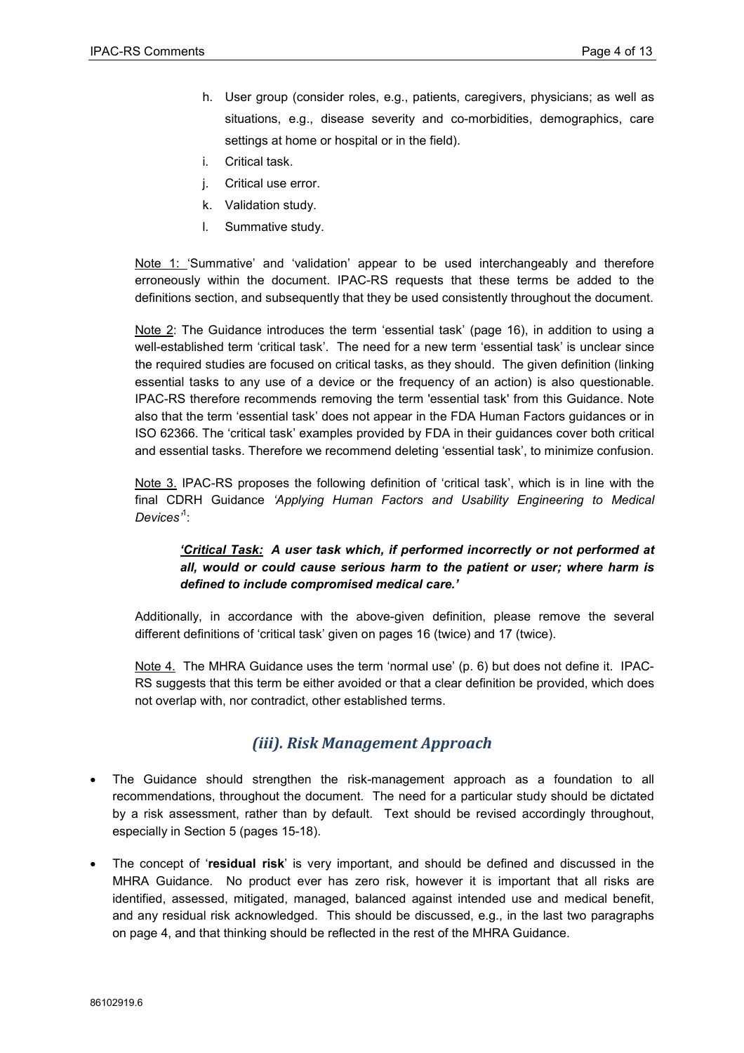h. User group (consider roles, e.g., patients, caregivers, physicians; as well as situations, e.g., disease severity and co-morbidities, demographics, care settings at home or hospital or in the field).
i. Critical task.
j. Critical use error.
k. Validation study.
l. Summative study.

Note 1: 'Summative' and 'validation' appear to be used interchangeably and therefore erroneously within the document. IPAC-RS requests that these terms be added to the definitions section, and subsequently that they be used consistently throughout the document.

Note 2: The Guidance introduces the term 'essential task' (page 16), in addition to using a well-established term 'critical task'. The need for a new term 'essential task' is unclear since the required studies are focused on critical tasks, as they should. The given definition (linking essential tasks to any use of a device or the frequency of an action) is also questionable. IPAC-RS therefore recommends removing the term 'essential task' from this Guidance. Note also that the term 'essential task' does not appear in the FDA Human Factors guidances or in ISO 62366. The 'critical task' examples provided by FDA in their guidances cover both critical and essential tasks. Therefore we recommend deleting 'essential task', to minimize confusion.

Note 3. IPAC-RS proposes the following definition of 'critical task', which is in line with the final CDRH Guidance *'Applying Human Factors and Usability Engineering to Medical Devices'*[1]:

> ***'Critical Task:** A user task which, if performed incorrectly or not performed at all, would or could cause serious harm to the patient or user; where harm is defined to include compromised medical care.'*

Additionally, in accordance with the above-given definition, please remove the several different definitions of 'critical task' given on pages 16 (twice) and 17 (twice).

Note 4. The MHRA Guidance uses the term 'normal use' (p. 6) but does not define it. IPAC-RS suggests that this term be either avoided or that a clear definition be provided, which does not overlap with, nor contradict, other established terms.

## *(iii). Risk Management Approach*

- The Guidance should strengthen the risk-management approach as a foundation to all recommendations, throughout the document. The need for a particular study should be dictated by a risk assessment, rather than by default. Text should be revised accordingly throughout, especially in Section 5 (pages 15-18).
- The concept of '**residual risk**' is very important, and should be defined and discussed in the MHRA Guidance. No product ever has zero risk, however it is important that all risks are identified, assessed, mitigated, managed, balanced against intended use and medical benefit, and any residual risk acknowledged. This should be discussed, e.g., in the last two paragraphs on page 4, and that thinking should be reflected in the rest of the MHRA Guidance.

86102919.6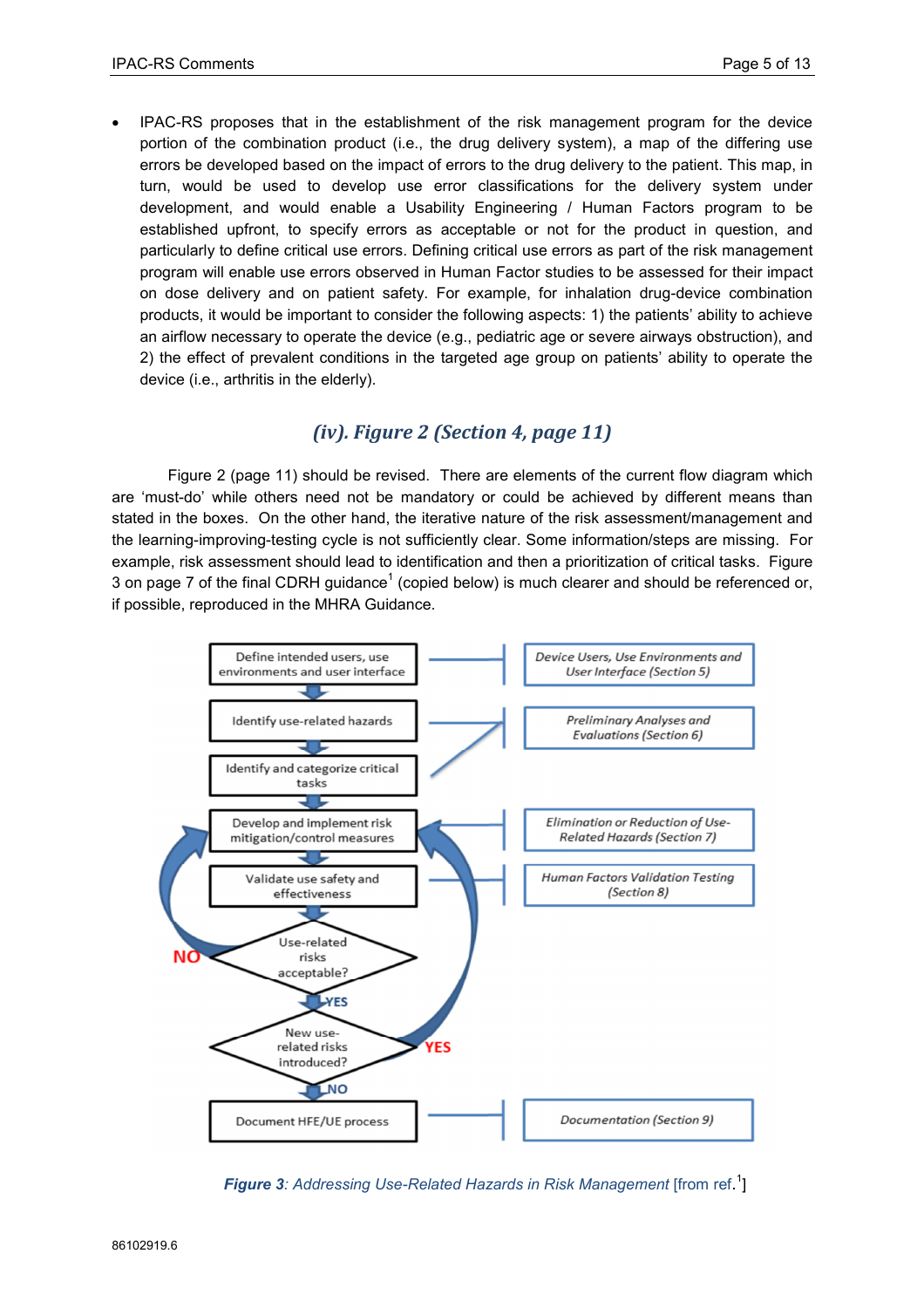- IPAC-RS proposes that in the establishment of the risk management program for the device portion of the combination product (i.e., the drug delivery system), a map of the differing use errors be developed based on the impact of errors to the drug delivery to the patient. This map, in turn, would be used to develop use error classifications for the delivery system under development, and would enable a Usability Engineering / Human Factors program to be established upfront, to specify errors as acceptable or not for the product in question, and particularly to define critical use errors. Defining critical use errors as part of the risk management program will enable use errors observed in Human Factor studies to be assessed for their impact on dose delivery and on patient safety. For example, for inhalation drug-device combination products, it would be important to consider the following aspects: 1) the patients' ability to achieve an airflow necessary to operate the device (e.g., pediatric age or severe airways obstruction), and 2) the effect of prevalent conditions in the targeted age group on patients' ability to operate the device (i.e., arthritis in the elderly).

### *(iv). Figure 2 (Section 4, page 11)*

Figure 2 (page 11) should be revised. There are elements of the current flow diagram which are 'must-do' while others need not be mandatory or could be achieved by different means than stated in the boxes. On the other hand, the iterative nature of the risk assessment/management and the learning-improving-testing cycle is not sufficiently clear. Some information/steps are missing. For example, risk assessment should lead to identification and then a prioritization of critical tasks. Figure 3 on page 7 of the final CDRH guidance[1] (copied below) is much clearer and should be referenced or, if possible, reproduced in the MHRA Guidance.

*Figure 3: Addressing Use-Related Hazards in Risk Management* [from ref.[1]]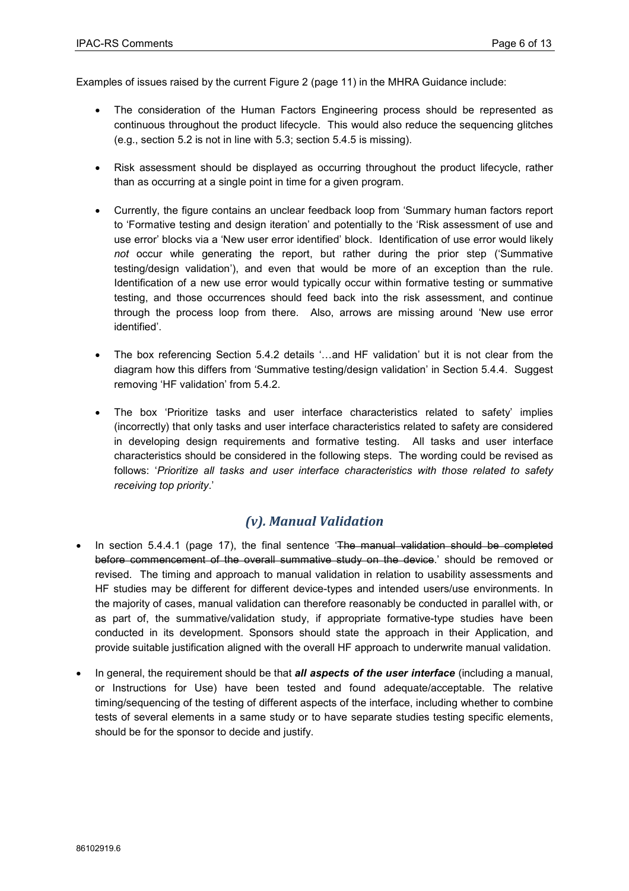Examples of issues raised by the current Figure 2 (page 11) in the MHRA Guidance include:

- The consideration of the Human Factors Engineering process should be represented as continuous throughout the product lifecycle. This would also reduce the sequencing glitches (e.g., section 5.2 is not in line with 5.3; section 5.4.5 is missing).
- Risk assessment should be displayed as occurring throughout the product lifecycle, rather than as occurring at a single point in time for a given program.
- Currently, the figure contains an unclear feedback loop from 'Summary human factors report to 'Formative testing and design iteration' and potentially to the 'Risk assessment of use and use error' blocks via a 'New user error identified' block. Identification of use error would likely *not* occur while generating the report, but rather during the prior step ('Summative testing/design validation'), and even that would be more of an exception than the rule. Identification of a new use error would typically occur within formative testing or summative testing, and those occurrences should feed back into the risk assessment, and continue through the process loop from there. Also, arrows are missing around 'New use error identified'.
- The box referencing Section 5.4.2 details '…and HF validation' but it is not clear from the diagram how this differs from 'Summative testing/design validation' in Section 5.4.4. Suggest removing 'HF validation' from 5.4.2.
- The box 'Prioritize tasks and user interface characteristics related to safety' implies (incorrectly) that only tasks and user interface characteristics related to safety are considered in developing design requirements and formative testing. All tasks and user interface characteristics should be considered in the following steps. The wording could be revised as follows: '*Prioritize all tasks and user interface characteristics with those related to safety receiving top priority*.'

## *(v). Manual Validation*

- In section 5.4.4.1 (page 17), the final sentence '~~The manual validation should be completed before commencement of the overall summative study on the device~~.' should be removed or revised. The timing and approach to manual validation in relation to usability assessments and HF studies may be different for different device-types and intended users/use environments. In the majority of cases, manual validation can therefore reasonably be conducted in parallel with, or as part of, the summative/validation study, if appropriate formative-type studies have been conducted in its development. Sponsors should state the approach in their Application, and provide suitable justification aligned with the overall HF approach to underwrite manual validation.
- In general, the requirement should be that ***all aspects of the user interface*** (including a manual, or Instructions for Use) have been tested and found adequate/acceptable. The relative timing/sequencing of the testing of different aspects of the interface, including whether to combine tests of several elements in a same study or to have separate studies testing specific elements, should be for the sponsor to decide and justify.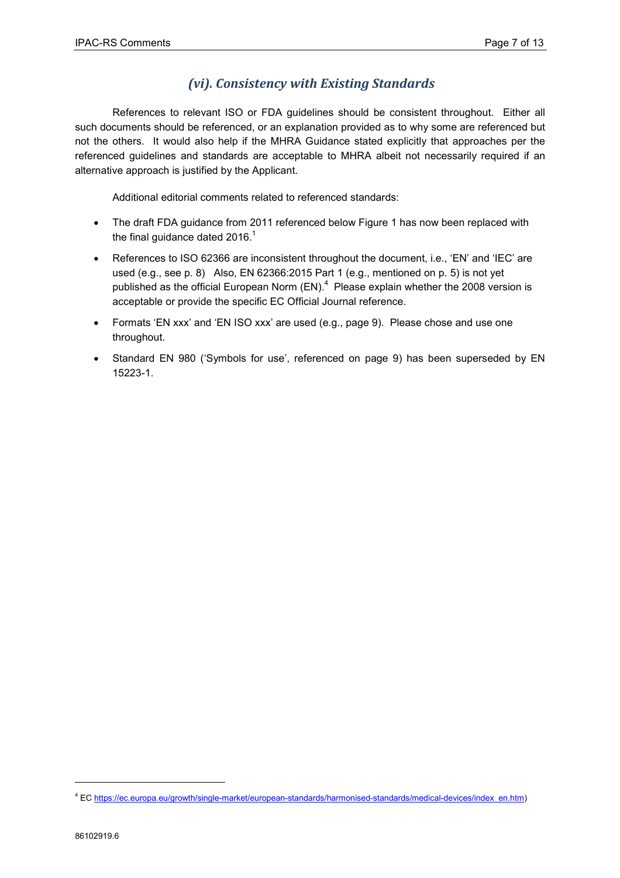## *(vi). Consistency with Existing Standards*

References to relevant ISO or FDA guidelines should be consistent throughout. Either all such documents should be referenced, or an explanation provided as to why some are referenced but not the others. It would also help if the MHRA Guidance stated explicitly that approaches per the referenced guidelines and standards are acceptable to MHRA albeit not necessarily required if an alternative approach is justified by the Applicant.

Additional editorial comments related to referenced standards:

- The draft FDA guidance from 2011 referenced below Figure 1 has now been replaced with the final guidance dated 2016.[1]
- References to ISO 62366 are inconsistent throughout the document, i.e., 'EN' and 'IEC' are used (e.g., see p. 8) Also, EN 62366:2015 Part 1 (e.g., mentioned on p. 5) is not yet published as the official European Norm (EN).[4] Please explain whether the 2008 version is acceptable or provide the specific EC Official Journal reference.
- Formats 'EN xxx' and 'EN ISO xxx' are used (e.g., page 9). Please chose and use one throughout.
- Standard EN 980 ('Symbols for use', referenced on page 9) has been superseded by EN 15223-1.

---

[4] EC https://ec.europa.eu/growth/single-market/european-standards/harmonised-standards/medical-devices/index_en.htm)

86102919.6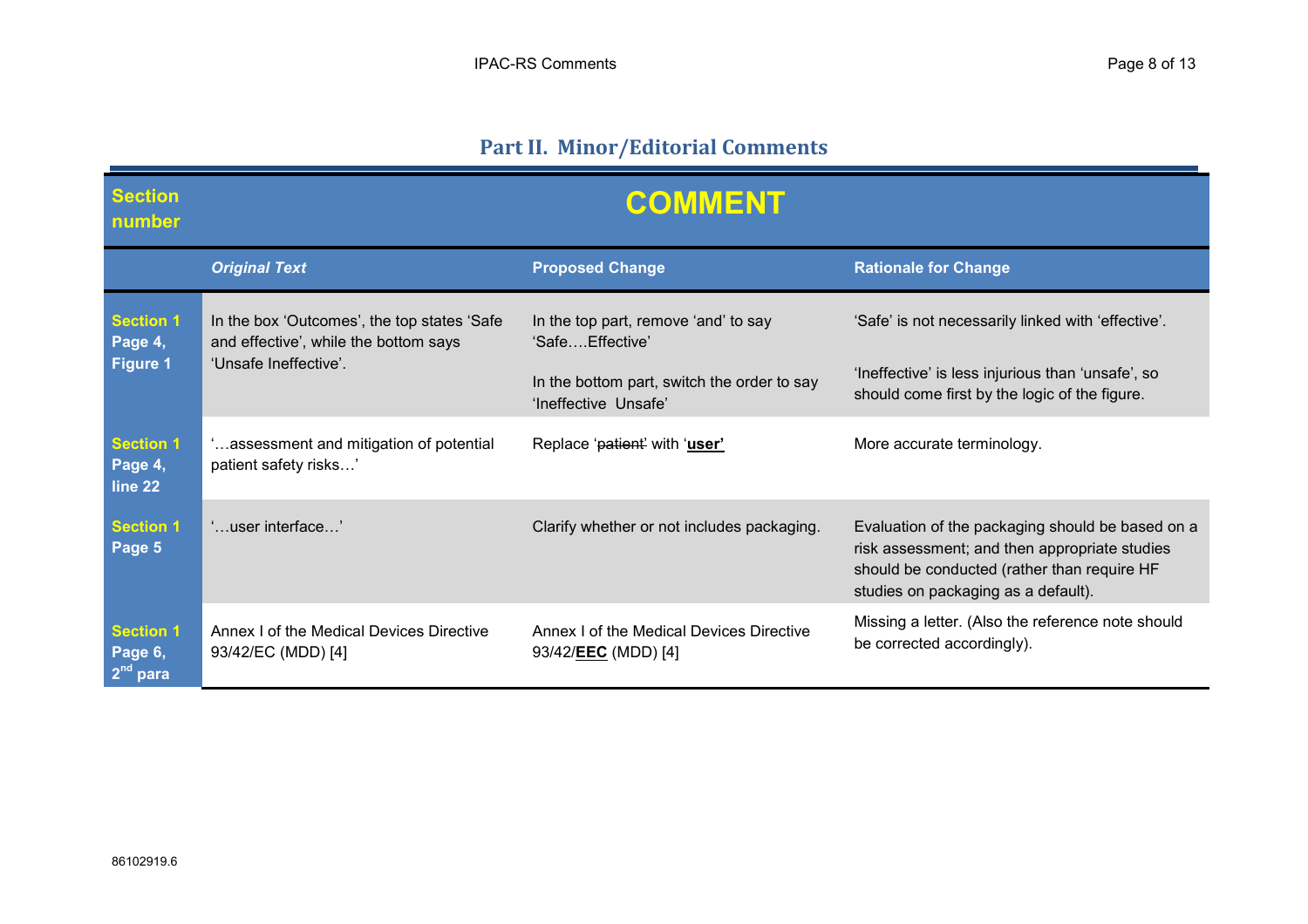## Part II. Minor/Editorial Comments

| Section number | COMMENT | | |
|---|---|---|---|
| | *Original Text* | Proposed Change | Rationale for Change |
| **Section 1 Page 4, Figure 1** | In the box 'Outcomes', the top states 'Safe and effective', while the bottom says 'Unsafe Ineffective'. | In the top part, remove 'and' to say 'Safe….Effective'<br><br>In the bottom part, switch the order to say 'Ineffective Unsafe' | 'Safe' is not necessarily linked with 'effective'.<br><br>'Ineffective' is less injurious than 'unsafe', so should come first by the logic of the figure. |
| **Section 1 Page 4, line 22** | '…assessment and mitigation of potential patient safety risks…' | Replace '~~patient~~' with '**<u>user</u>**' | More accurate terminology. |
| **Section 1 Page 5** | '…user interface…' | Clarify whether or not includes packaging. | Evaluation of the packaging should be based on a risk assessment; and then appropriate studies should be conducted (rather than require HF studies on packaging as a default). |
| **Section 1 Page 6, 2nd para** | Annex I of the Medical Devices Directive 93/42/EC (MDD) [4] | Annex I of the Medical Devices Directive 93/42/**<u>EEC</u>** (MDD) [4] | Missing a letter. (Also the reference note should be corrected accordingly). |

86102919.6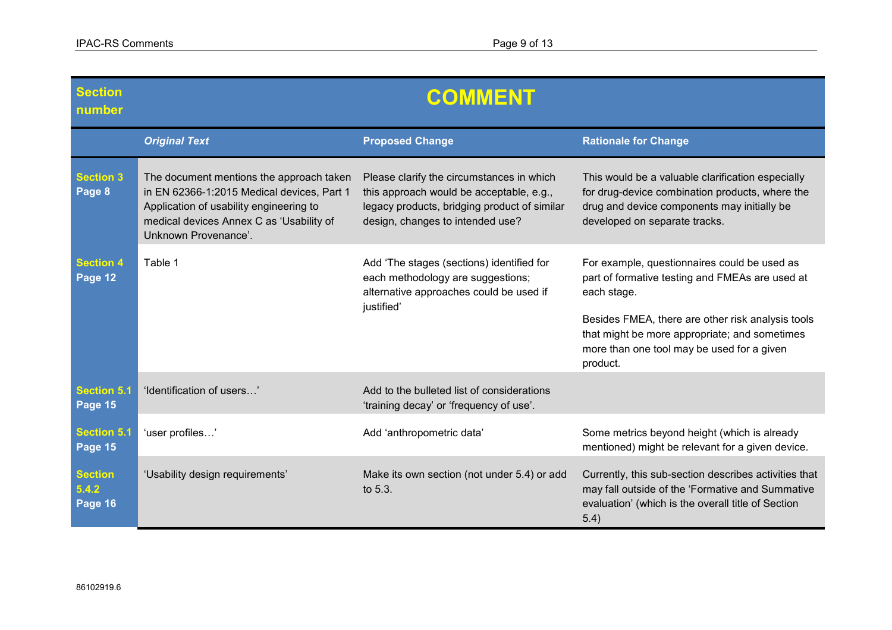| Section number | COMMENT | | |
|---|---|---|---|
| | *Original Text* | **Proposed Change** | **Rationale for Change** |
| **Section 3 Page 8** | The document mentions the approach taken in EN 62366-1:2015 Medical devices, Part 1 Application of usability engineering to medical devices Annex C as 'Usability of Unknown Provenance'. | Please clarify the circumstances in which this approach would be acceptable, e.g., legacy products, bridging product of similar design, changes to intended use? | This would be a valuable clarification especially for drug-device combination products, where the drug and device components may initially be developed on separate tracks. |
| **Section 4 Page 12** | Table 1 | Add 'The stages (sections) identified for each methodology are suggestions; alternative approaches could be used if justified' | For example, questionnaires could be used as part of formative testing and FMEAs are used at each stage.<br><br>Besides FMEA, there are other risk analysis tools that might be more appropriate; and sometimes more than one tool may be used for a given product. |
| **Section 5.1 Page 15** | 'Identification of users…' | Add to the bulleted list of considerations 'training decay' or 'frequency of use'. | |
| **Section 5.1 Page 15** | 'user profiles…' | Add 'anthropometric data' | Some metrics beyond height (which is already mentioned) might be relevant for a given device. |
| **Section 5.4.2 Page 16** | 'Usability design requirements' | Make its own section (not under 5.4) or add to 5.3. | Currently, this sub-section describes activities that may fall outside of the 'Formative and Summative evaluation' (which is the overall title of Section 5.4) |

86102919.6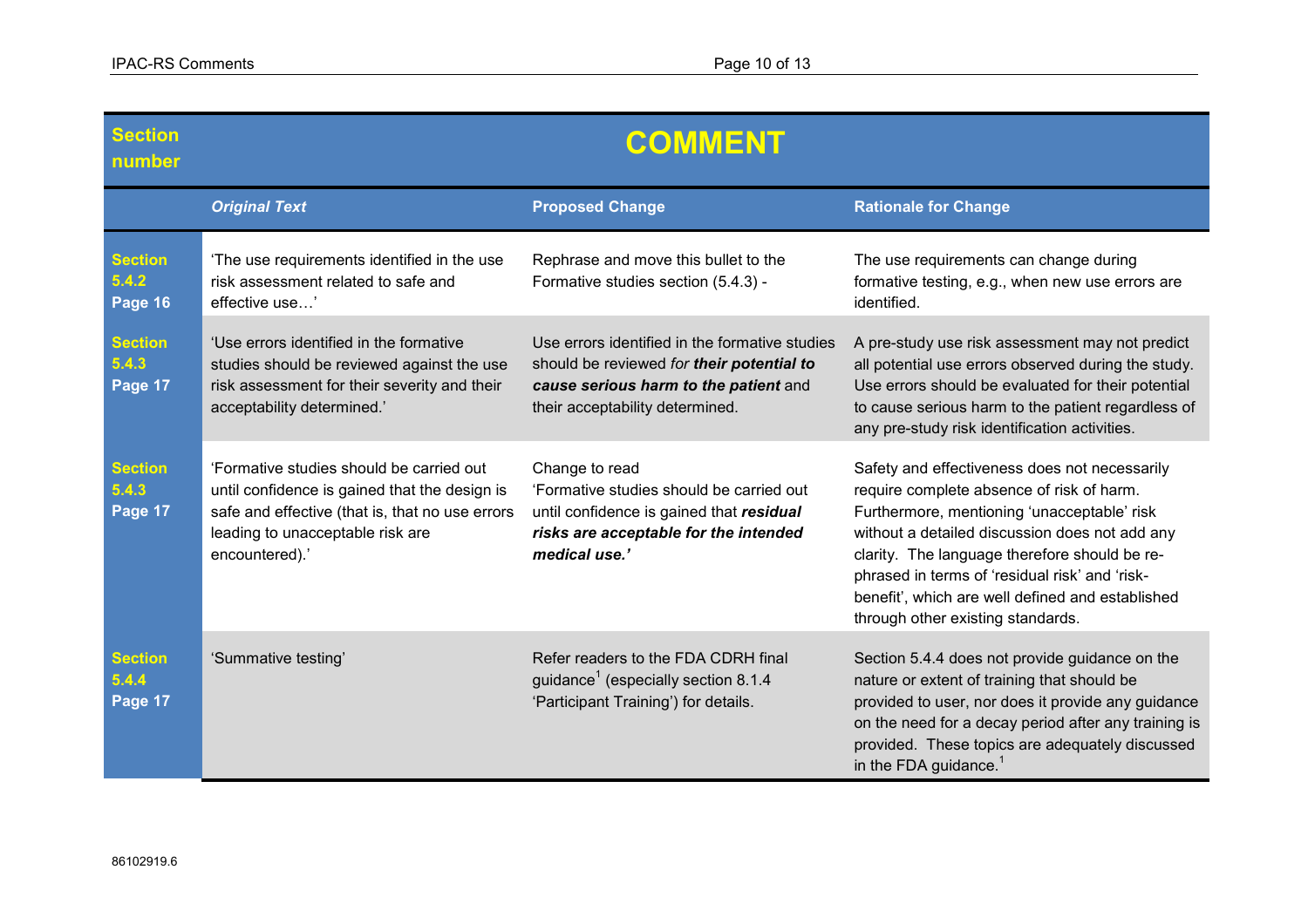| Section number | COMMENT | | |
|---|---|---|---|
| | *Original Text* | Proposed Change | Rationale for Change |
| **Section 5.4.2 Page 16** | 'The use requirements identified in the use risk assessment related to safe and effective use…' | Rephrase and move this bullet to the Formative studies section (5.4.3) - | The use requirements can change during formative testing, e.g., when new use errors are identified. |
| **Section 5.4.3 Page 17** | 'Use errors identified in the formative studies should be reviewed against the use risk assessment for their severity and their acceptability determined.' | Use errors identified in the formative studies should be reviewed *for* ***their potential to cause serious harm to the patient*** and their acceptability determined. | A pre-study use risk assessment may not predict all potential use errors observed during the study. Use errors should be evaluated for their potential to cause serious harm to the patient regardless of any pre-study risk identification activities. |
| **Section 5.4.3 Page 17** | 'Formative studies should be carried out until confidence is gained that the design is safe and effective (that is, that no use errors leading to unacceptable risk are encountered).' | Change to read 'Formative studies should be carried out until confidence is gained that ***residual risks are acceptable for the intended medical use.'*** | Safety and effectiveness does not necessarily require complete absence of risk of harm. Furthermore, mentioning 'unacceptable' risk without a detailed discussion does not add any clarity. The language therefore should be re-phrased in terms of 'residual risk' and 'risk-benefit', which are well defined and established through other existing standards. |
| **Section 5.4.4 Page 17** | 'Summative testing' | Refer readers to the FDA CDRH final guidance[1] (especially section 8.1.4 'Participant Training') for details. | Section 5.4.4 does not provide guidance on the nature or extent of training that should be provided to user, nor does it provide any guidance on the need for a decay period after any training is provided. These topics are adequately discussed in the FDA guidance.[1] |

86102919.6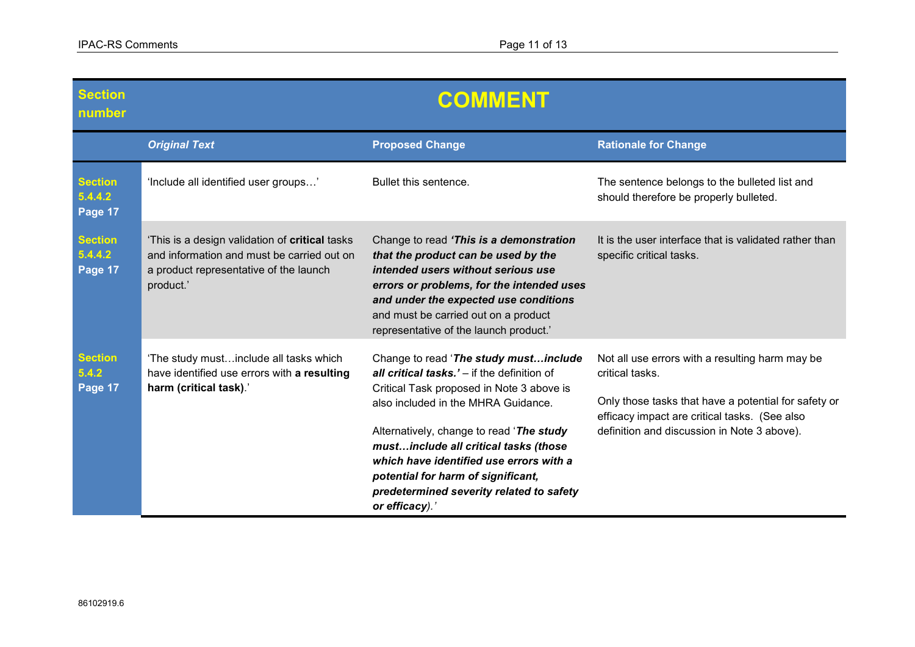| Section number | COMMENT | | |
|---|---|---|---|
| | ***Original Text*** | **Proposed Change** | **Rationale for Change** |
| **Section 5.4.4.2 Page 17** | 'Include all identified user groups…' | Bullet this sentence. | The sentence belongs to the bulleted list and should therefore be properly bulleted. |
| **Section 5.4.4.2 Page 17** | 'This is a design validation of **critical** tasks and information and must be carried out on a product representative of the launch product.' | Change to read ***'This is a demonstration that the product can be used by the intended users without serious use errors or problems, for the intended uses and under the expected use conditions*** and must be carried out on a product representative of the launch product.' | It is the user interface that is validated rather than specific critical tasks. |
| **Section 5.4.2 Page 17** | 'The study must…include all tasks which have identified use errors with **a resulting harm (critical task)**.' | Change to read '***The study must…include all critical tasks.'*** – if the definition of Critical Task proposed in Note 3 above is also included in the MHRA Guidance.<br><br>Alternatively, change to read '***The study must…include all critical tasks (those which have identified use errors with a potential for harm of significant, predetermined severity related to safety or efficacy).'*** | Not all use errors with a resulting harm may be critical tasks.<br><br>Only those tasks that have a potential for safety or efficacy impact are critical tasks. (See also definition and discussion in Note 3 above). |

86102919.6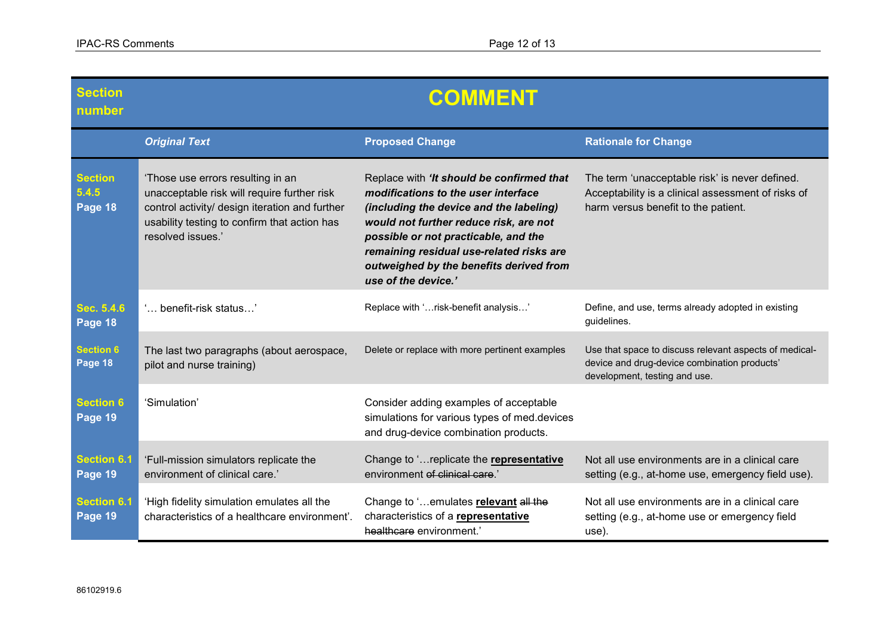| Section number | COMMENT | | |
|---|---|---|---|
| | *Original Text* | Proposed Change | Rationale for Change |
| **Section 5.4.5 Page 18** | 'Those use errors resulting in an unacceptable risk will require further risk control activity/ design iteration and further usability testing to confirm that action has resolved issues.' | Replace with ***'It should be confirmed that modifications to the user interface (including the device and the labeling) would not further reduce risk, are not possible or not practicable, and the remaining residual use-related risks are outweighed by the benefits derived from use of the device.'*** | The term 'unacceptable risk' is never defined. Acceptability is a clinical assessment of risks of harm versus benefit to the patient. |
| **Sec. 5.4.6 Page 18** | '… benefit-risk status…' | Replace with '…risk-benefit analysis…' | Define, and use, terms already adopted in existing guidelines. |
| **Section 6 Page 18** | The last two paragraphs (about aerospace, pilot and nurse training) | Delete or replace with more pertinent examples | Use that space to discuss relevant aspects of medical-device and drug-device combination products' development, testing and use. |
| **Section 6 Page 19** | 'Simulation' | Consider adding examples of acceptable simulations for various types of med.devices and drug-device combination products. | |
| **Section 6.1 Page 19** | 'Full-mission simulators replicate the environment of clinical care.' | Change to '…replicate the **representative** environment ~~of clinical care~~.' | Not all use environments are in a clinical care setting (e.g., at-home use, emergency field use). |
| **Section 6.1 Page 19** | 'High fidelity simulation emulates all the characteristics of a healthcare environment'. | Change to '…emulates **relevant** ~~all the~~ characteristics of a **representative** ~~healthcare~~ environment.' | Not all use environments are in a clinical care setting (e.g., at-home use or emergency field use). |

86102919.6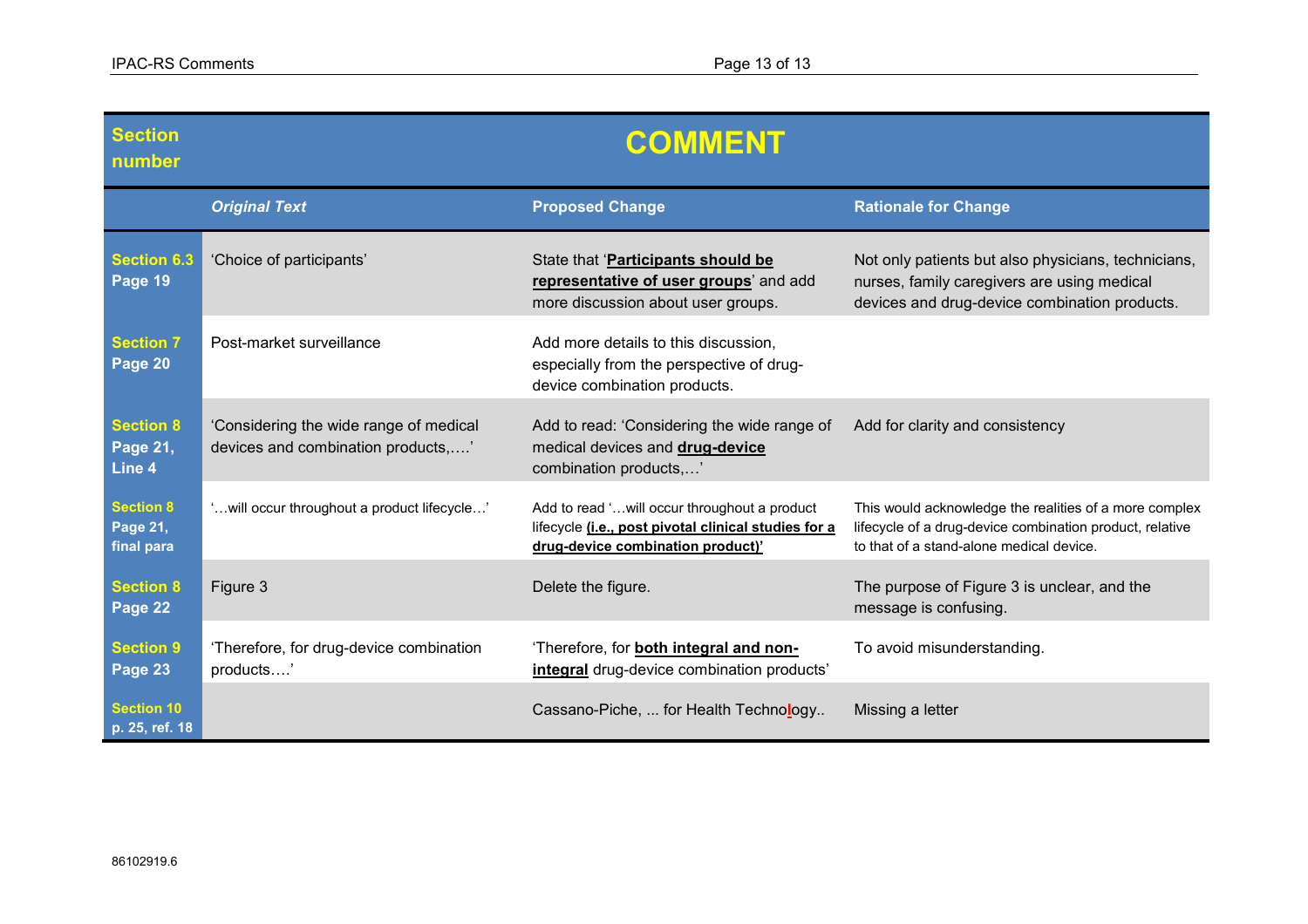| Section number | COMMENT | | |
|---|---|---|---|
| | ***Original Text*** | **Proposed Change** | **Rationale for Change** |
| **Section 6.3 Page 19** | 'Choice of participants' | State that '**Participants should be representative of user groups**' and add more discussion about user groups. | Not only patients but also physicians, technicians, nurses, family caregivers are using medical devices and drug-device combination products. |
| **Section 7 Page 20** | Post-market surveillance | Add more details to this discussion, especially from the perspective of drug-device combination products. | |
| **Section 8 Page 21, Line 4** | 'Considering the wide range of medical devices and combination products,….' | Add to read: 'Considering the wide range of medical devices and **drug-device** combination products,…' | Add for clarity and consistency |
| **Section 8 Page 21, final para** | '…will occur throughout a product lifecycle…' | Add to read '…will occur throughout a product lifecycle **(i.e., post pivotal clinical studies for a drug-device combination product)'** | This would acknowledge the realities of a more complex lifecycle of a drug-device combination product, relative to that of a stand-alone medical device. |
| **Section 8 Page 22** | Figure 3 | Delete the figure. | The purpose of Figure 3 is unclear, and the message is confusing. |
| **Section 9 Page 23** | 'Therefore, for drug-device combination products….' | 'Therefore, for **both integral and non-integral** drug-device combination products' | To avoid misunderstanding. |
| **Section 10 p. 25, ref. 18** | | Cassano-Piche, ... for Health Techno**l**ogy.. | Missing a letter |

86102919.6